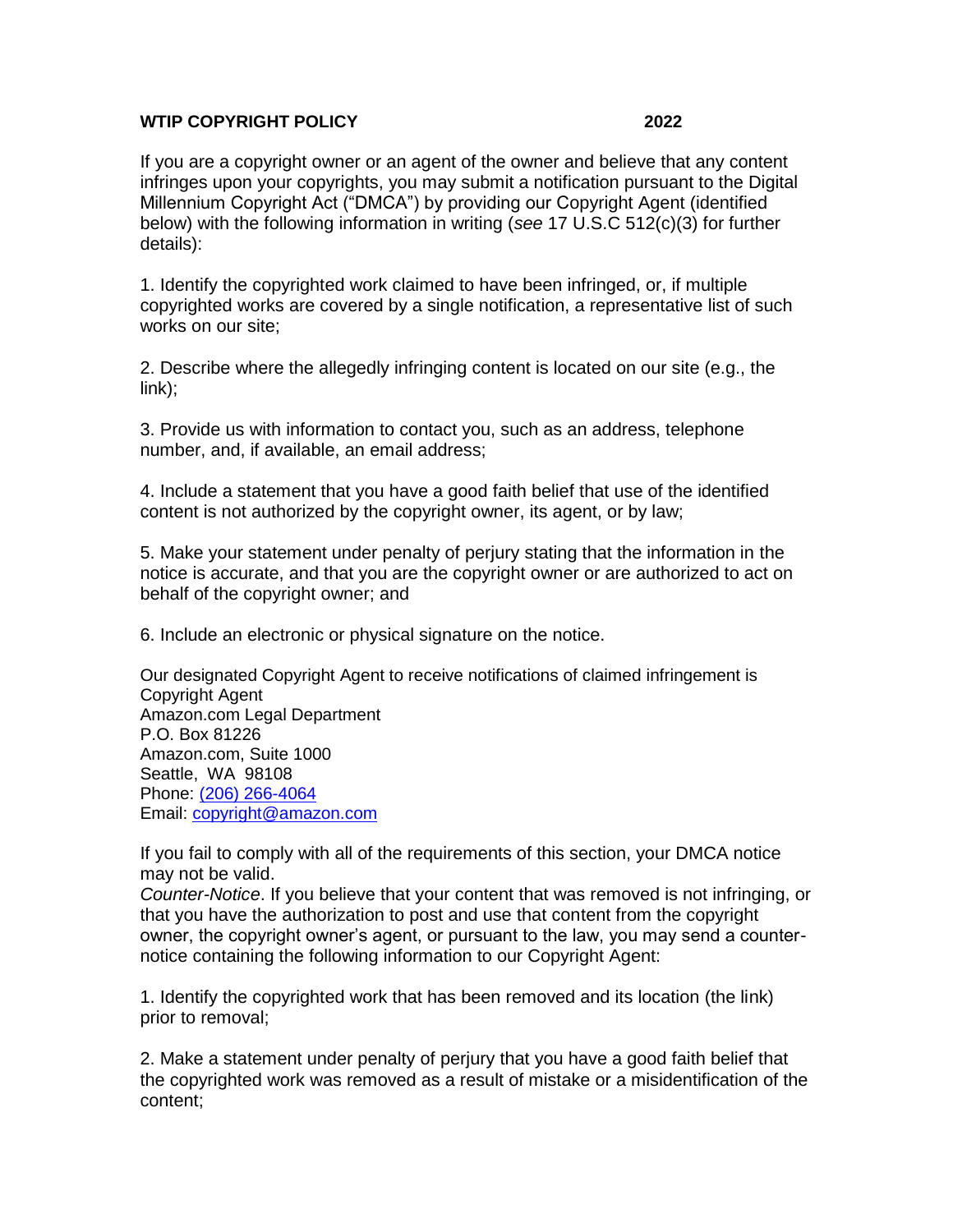**WTIP COPYRIGHT POLICY 2022**

If you are a copyright owner or an agent of the owner and believe that any content infringes upon your copyrights, you may submit a notification pursuant to the Digital Millennium Copyright Act ("DMCA") by providing our Copyright Agent (identified below) with the following information in writing (*see* 17 U.S.C 512(c)(3) for further details):

1. Identify the copyrighted work claimed to have been infringed, or, if multiple copyrighted works are covered by a single notification, a representative list of such works on our site;

2. Describe where the allegedly infringing content is located on our site (e.g., the link);

3. Provide us with information to contact you, such as an address, telephone number, and, if available, an email address;

4. Include a statement that you have a good faith belief that use of the identified content is not authorized by the copyright owner, its agent, or by law;

5. Make your statement under penalty of perjury stating that the information in the notice is accurate, and that you are the copyright owner or are authorized to act on behalf of the copyright owner; and

6. Include an electronic or physical signature on the notice.

Our designated Copyright Agent to receive notifications of claimed infringement is
Copyright Agent
Amazon.com Legal Department
P.O. Box 81226
Amazon.com, Suite 1000
Seattle, WA 98108
Phone: (206) 266-4064
Email: copyright@amazon.com

If you fail to comply with all of the requirements of this section, your DMCA notice may not be valid.

*Counter-Notice*. If you believe that your content that was removed is not infringing, or that you have the authorization to post and use that content from the copyright owner, the copyright owner's agent, or pursuant to the law, you may send a counter-notice containing the following information to our Copyright Agent:

1. Identify the copyrighted work that has been removed and its location (the link) prior to removal;

2. Make a statement under penalty of perjury that you have a good faith belief that the copyrighted work was removed as a result of mistake or a misidentification of the content;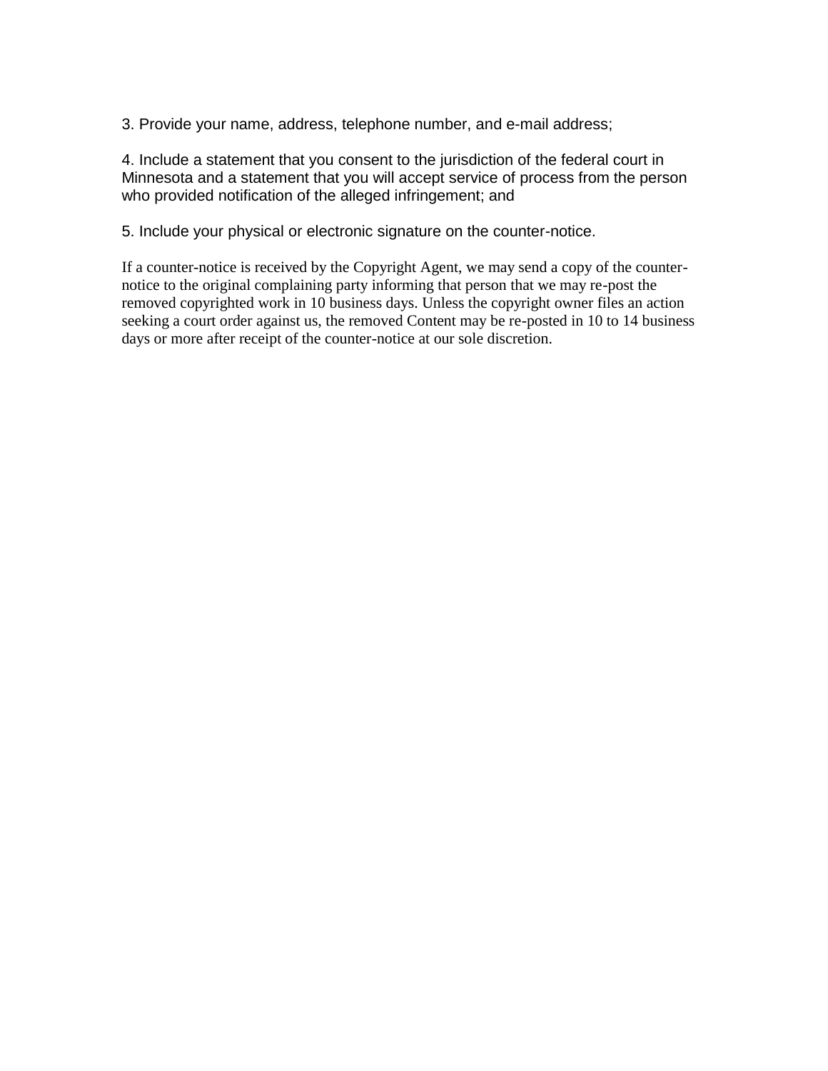3. Provide your name, address, telephone number, and e-mail address;

4. Include a statement that you consent to the jurisdiction of the federal court in Minnesota and a statement that you will accept service of process from the person who provided notification of the alleged infringement; and

5. Include your physical or electronic signature on the counter-notice.

If a counter-notice is received by the Copyright Agent, we may send a copy of the counter-notice to the original complaining party informing that person that we may re-post the removed copyrighted work in 10 business days. Unless the copyright owner files an action seeking a court order against us, the removed Content may be re-posted in 10 to 14 business days or more after receipt of the counter-notice at our sole discretion.